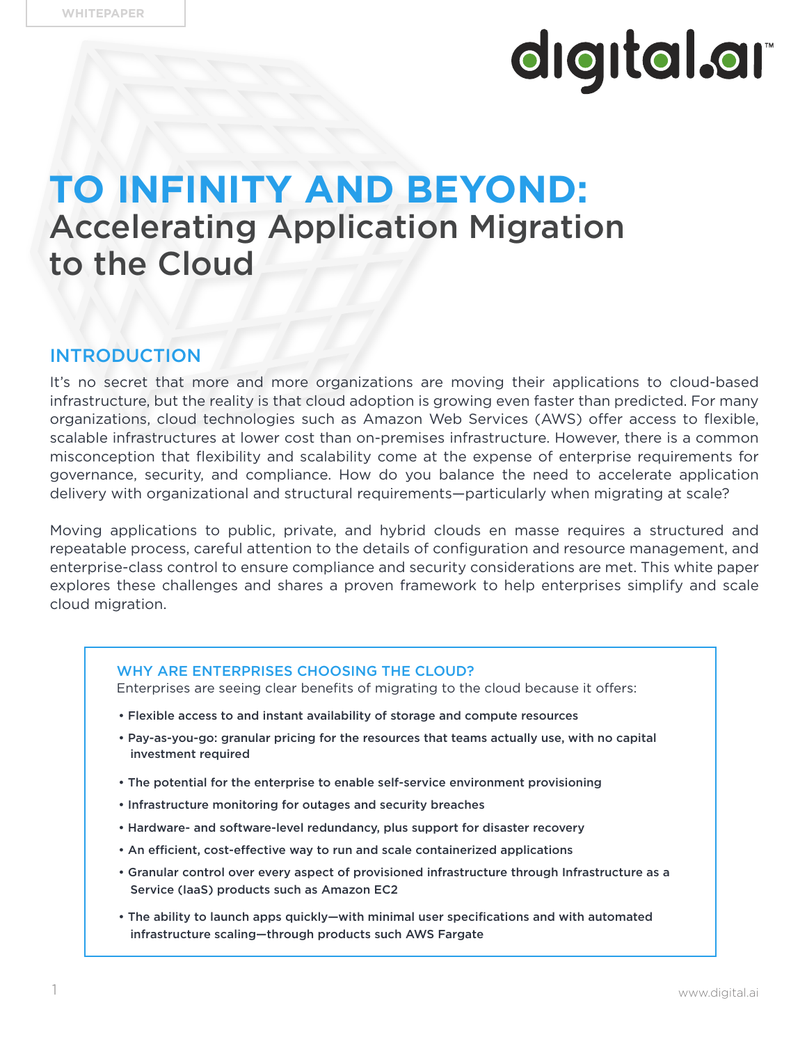WHITEPAPER

# TO INFINITY AND BEYOND:
## Accelerating Application Migration to the Cloud

## INTRODUCTION

It's no secret that more and more organizations are moving their applications to cloud-based infrastructure, but the reality is that cloud adoption is growing even faster than predicted. For many organizations, cloud technologies such as Amazon Web Services (AWS) offer access to flexible, scalable infrastructures at lower cost than on-premises infrastructure. However, there is a common misconception that flexibility and scalability come at the expense of enterprise requirements for governance, security, and compliance. How do you balance the need to accelerate application delivery with organizational and structural requirements—particularly when migrating at scale?

Moving applications to public, private, and hybrid clouds en masse requires a structured and repeatable process, careful attention to the details of configuration and resource management, and enterprise-class control to ensure compliance and security considerations are met. This white paper explores these challenges and shares a proven framework to help enterprises simplify and scale cloud migration.

### WHY ARE ENTERPRISES CHOOSING THE CLOUD?

Enterprises are seeing clear benefits of migrating to the cloud because it offers:

- **Flexible access to and instant availability of storage and compute resources**
- **Pay-as-you-go: granular pricing for the resources that teams actually use, with no capital investment required**
- **The potential for the enterprise to enable self-service environment provisioning**
- **Infrastructure monitoring for outages and security breaches**
- **Hardware- and software-level redundancy, plus support for disaster recovery**
- **An efficient, cost-effective way to run and scale containerized applications**
- **Granular control over every aspect of provisioned infrastructure through Infrastructure as a Service (IaaS) products such as Amazon EC2**
- **The ability to launch apps quickly—with minimal user specifications and with automated infrastructure scaling—through products such AWS Fargate**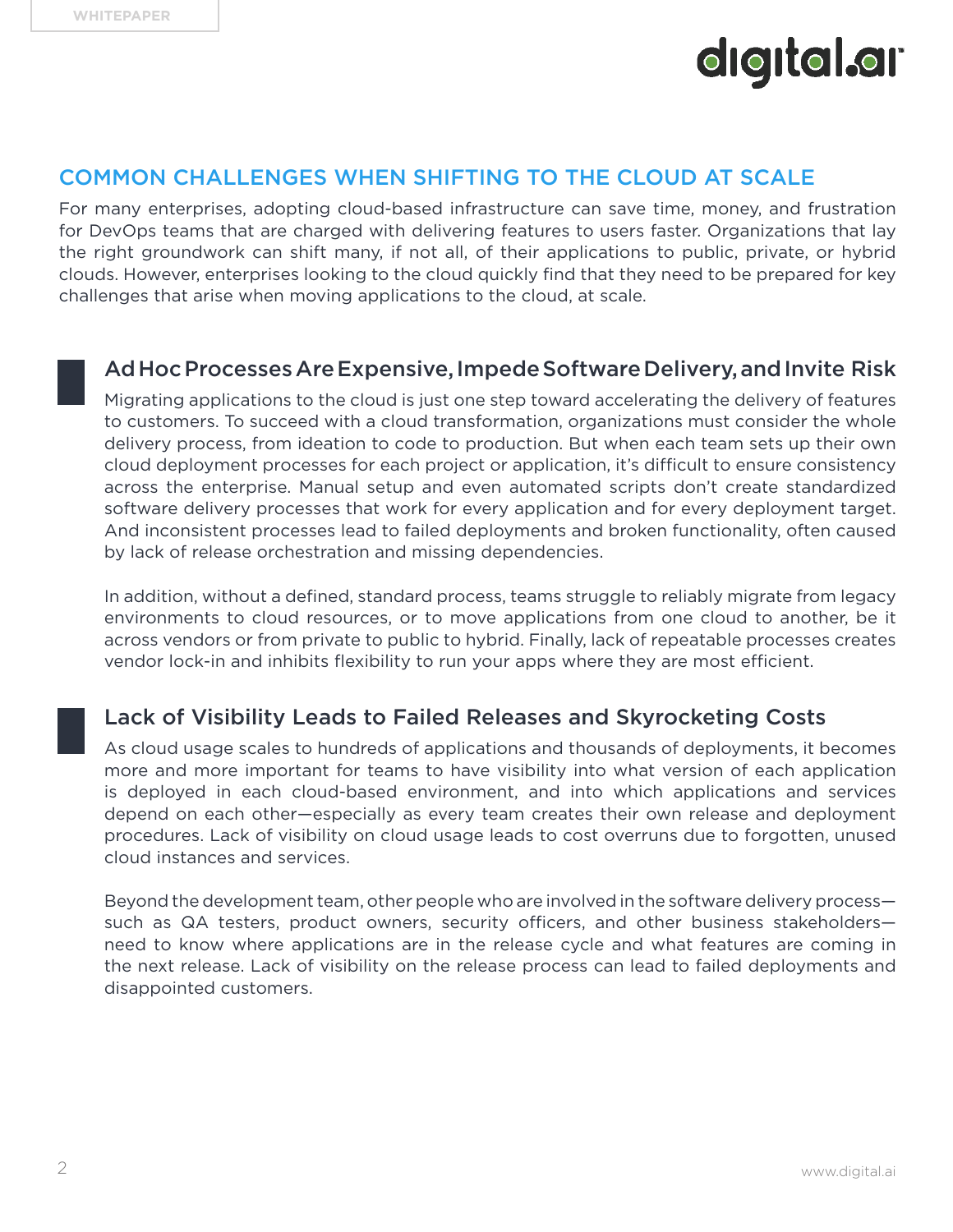## COMMON CHALLENGES WHEN SHIFTING TO THE CLOUD AT SCALE

For many enterprises, adopting cloud-based infrastructure can save time, money, and frustration for DevOps teams that are charged with delivering features to users faster. Organizations that lay the right groundwork can shift many, if not all, of their applications to public, private, or hybrid clouds. However, enterprises looking to the cloud quickly find that they need to be prepared for key challenges that arise when moving applications to the cloud, at scale.

### Ad Hoc Processes Are Expensive, Impede Software Delivery, and Invite Risk

Migrating applications to the cloud is just one step toward accelerating the delivery of features to customers. To succeed with a cloud transformation, organizations must consider the whole delivery process, from ideation to code to production. But when each team sets up their own cloud deployment processes for each project or application, it's difficult to ensure consistency across the enterprise. Manual setup and even automated scripts don't create standardized software delivery processes that work for every application and for every deployment target. And inconsistent processes lead to failed deployments and broken functionality, often caused by lack of release orchestration and missing dependencies.

In addition, without a defined, standard process, teams struggle to reliably migrate from legacy environments to cloud resources, or to move applications from one cloud to another, be it across vendors or from private to public to hybrid. Finally, lack of repeatable processes creates vendor lock-in and inhibits flexibility to run your apps where they are most efficient.

### Lack of Visibility Leads to Failed Releases and Skyrocketing Costs

As cloud usage scales to hundreds of applications and thousands of deployments, it becomes more and more important for teams to have visibility into what version of each application is deployed in each cloud-based environment, and into which applications and services depend on each other—especially as every team creates their own release and deployment procedures. Lack of visibility on cloud usage leads to cost overruns due to forgotten, unused cloud instances and services.

Beyond the development team, other people who are involved in the software delivery process—such as QA testers, product owners, security officers, and other business stakeholders—need to know where applications are in the release cycle and what features are coming in the next release. Lack of visibility on the release process can lead to failed deployments and disappointed customers.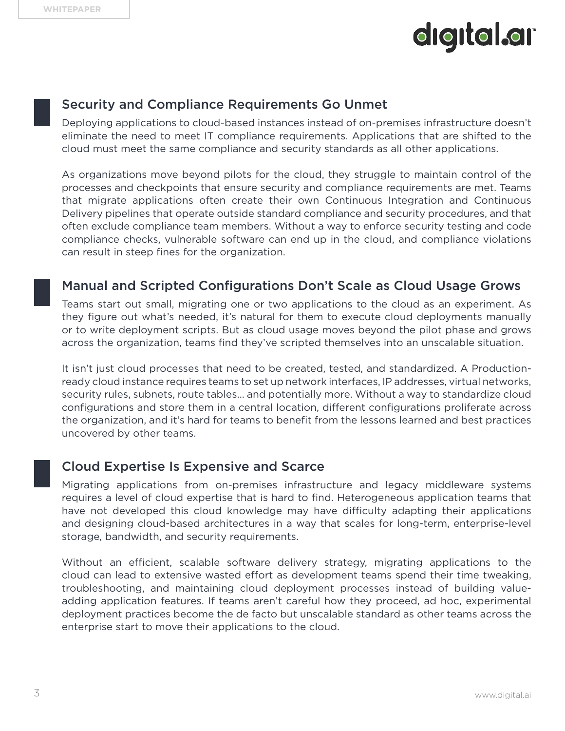## Security and Compliance Requirements Go Unmet

Deploying applications to cloud-based instances instead of on-premises infrastructure doesn't eliminate the need to meet IT compliance requirements. Applications that are shifted to the cloud must meet the same compliance and security standards as all other applications.

As organizations move beyond pilots for the cloud, they struggle to maintain control of the processes and checkpoints that ensure security and compliance requirements are met. Teams that migrate applications often create their own Continuous Integration and Continuous Delivery pipelines that operate outside standard compliance and security procedures, and that often exclude compliance team members. Without a way to enforce security testing and code compliance checks, vulnerable software can end up in the cloud, and compliance violations can result in steep fines for the organization.

## Manual and Scripted Configurations Don't Scale as Cloud Usage Grows

Teams start out small, migrating one or two applications to the cloud as an experiment. As they figure out what's needed, it's natural for them to execute cloud deployments manually or to write deployment scripts. But as cloud usage moves beyond the pilot phase and grows across the organization, teams find they've scripted themselves into an unscalable situation.

It isn't just cloud processes that need to be created, tested, and standardized. A Production-ready cloud instance requires teams to set up network interfaces, IP addresses, virtual networks, security rules, subnets, route tables... and potentially more. Without a way to standardize cloud configurations and store them in a central location, different configurations proliferate across the organization, and it's hard for teams to benefit from the lessons learned and best practices uncovered by other teams.

## Cloud Expertise Is Expensive and Scarce

Migrating applications from on-premises infrastructure and legacy middleware systems requires a level of cloud expertise that is hard to find. Heterogeneous application teams that have not developed this cloud knowledge may have difficulty adapting their applications and designing cloud-based architectures in a way that scales for long-term, enterprise-level storage, bandwidth, and security requirements.

Without an efficient, scalable software delivery strategy, migrating applications to the cloud can lead to extensive wasted effort as development teams spend their time tweaking, troubleshooting, and maintaining cloud deployment processes instead of building value-adding application features. If teams aren't careful how they proceed, ad hoc, experimental deployment practices become the de facto but unscalable standard as other teams across the enterprise start to move their applications to the cloud.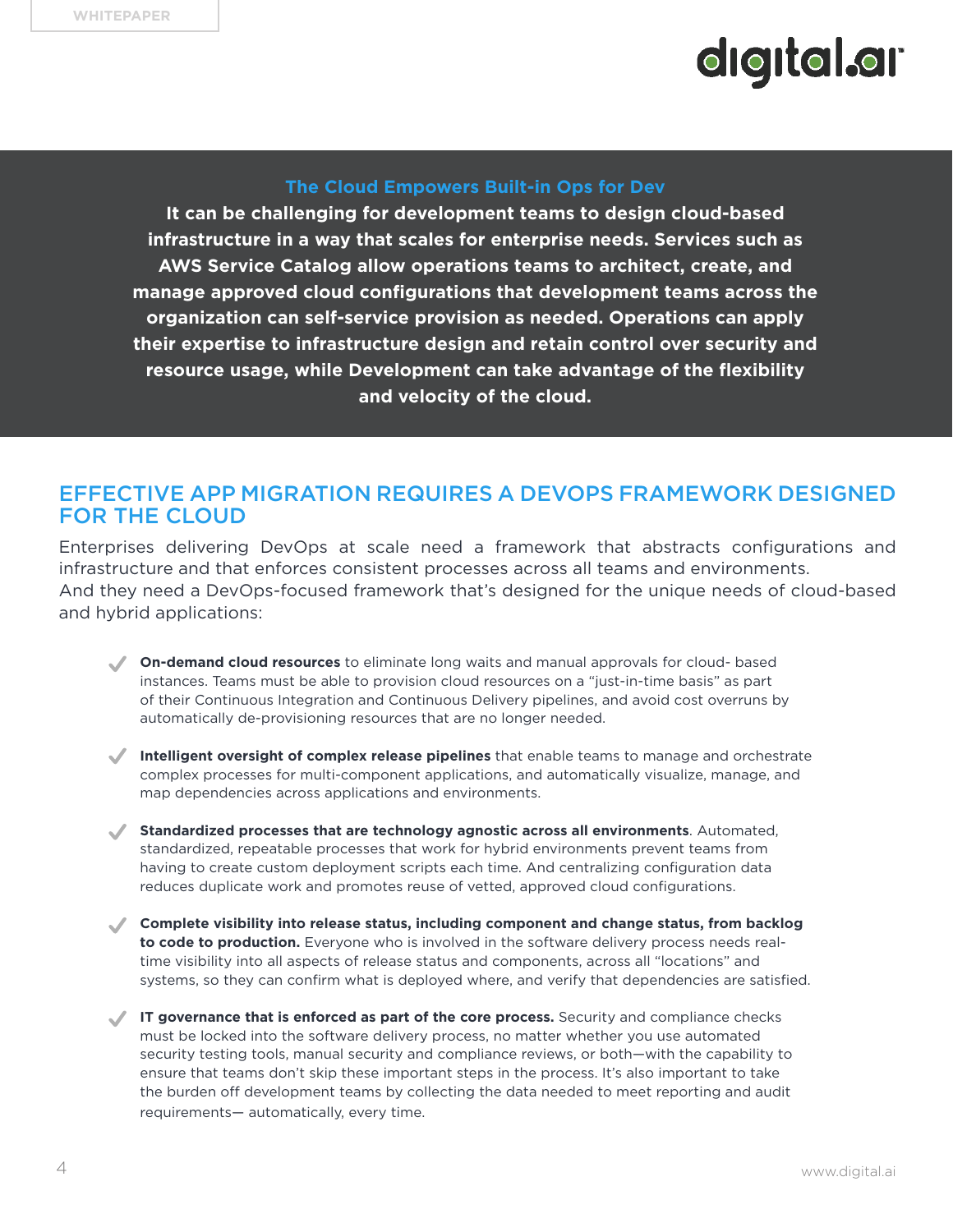**The Cloud Empowers Built-in Ops for Dev**

**It can be challenging for development teams to design cloud-based infrastructure in a way that scales for enterprise needs. Services such as AWS Service Catalog allow operations teams to architect, create, and manage approved cloud configurations that development teams across the organization can self-service provision as needed. Operations can apply their expertise to infrastructure design and retain control over security and resource usage, while Development can take advantage of the flexibility and velocity of the cloud.**

## EFFECTIVE APP MIGRATION REQUIRES A DEVOPS FRAMEWORK DESIGNED FOR THE CLOUD

Enterprises delivering DevOps at scale need a framework that abstracts configurations and infrastructure and that enforces consistent processes across all teams and environments. And they need a DevOps-focused framework that's designed for the unique needs of cloud-based and hybrid applications:

- **On-demand cloud resources** to eliminate long waits and manual approvals for cloud- based instances. Teams must be able to provision cloud resources on a "just-in-time basis" as part of their Continuous Integration and Continuous Delivery pipelines, and avoid cost overruns by automatically de-provisioning resources that are no longer needed.

- **Intelligent oversight of complex release pipelines** that enable teams to manage and orchestrate complex processes for multi-component applications, and automatically visualize, manage, and map dependencies across applications and environments.

- **Standardized processes that are technology agnostic across all environments**. Automated, standardized, repeatable processes that work for hybrid environments prevent teams from having to create custom deployment scripts each time. And centralizing configuration data reduces duplicate work and promotes reuse of vetted, approved cloud configurations.

- **Complete visibility into release status, including component and change status, from backlog to code to production.** Everyone who is involved in the software delivery process needs real-time visibility into all aspects of release status and components, across all "locations" and systems, so they can confirm what is deployed where, and verify that dependencies are satisfied.

- **IT governance that is enforced as part of the core process.** Security and compliance checks must be locked into the software delivery process, no matter whether you use automated security testing tools, manual security and compliance reviews, or both—with the capability to ensure that teams don't skip these important steps in the process. It's also important to take the burden off development teams by collecting the data needed to meet reporting and audit requirements— automatically, every time.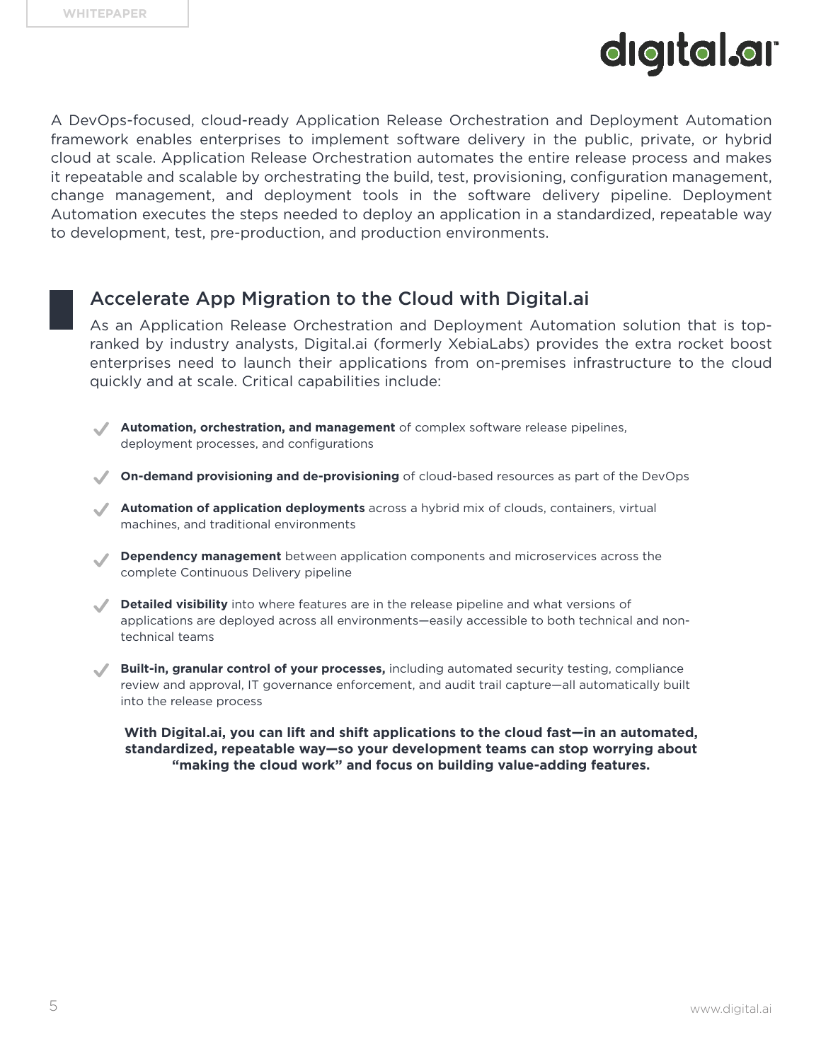A DevOps-focused, cloud-ready Application Release Orchestration and Deployment Automation framework enables enterprises to implement software delivery in the public, private, or hybrid cloud at scale. Application Release Orchestration automates the entire release process and makes it repeatable and scalable by orchestrating the build, test, provisioning, configuration management, change management, and deployment tools in the software delivery pipeline. Deployment Automation executes the steps needed to deploy an application in a standardized, repeatable way to development, test, pre-production, and production environments.

## Accelerate App Migration to the Cloud with Digital.ai

As an Application Release Orchestration and Deployment Automation solution that is top-ranked by industry analysts, Digital.ai (formerly XebiaLabs) provides the extra rocket boost enterprises need to launch their applications from on-premises infrastructure to the cloud quickly and at scale. Critical capabilities include:

- **Automation, orchestration, and management** of complex software release pipelines, deployment processes, and configurations
- **On-demand provisioning and de-provisioning** of cloud-based resources as part of the DevOps
- **Automation of application deployments** across a hybrid mix of clouds, containers, virtual machines, and traditional environments
- **Dependency management** between application components and microservices across the complete Continuous Delivery pipeline
- **Detailed visibility** into where features are in the release pipeline and what versions of applications are deployed across all environments—easily accessible to both technical and non-technical teams
- **Built-in, granular control of your processes,** including automated security testing, compliance review and approval, IT governance enforcement, and audit trail capture—all automatically built into the release process

**With Digital.ai, you can lift and shift applications to the cloud fast—in an automated, standardized, repeatable way—so your development teams can stop worrying about "making the cloud work" and focus on building value-adding features.**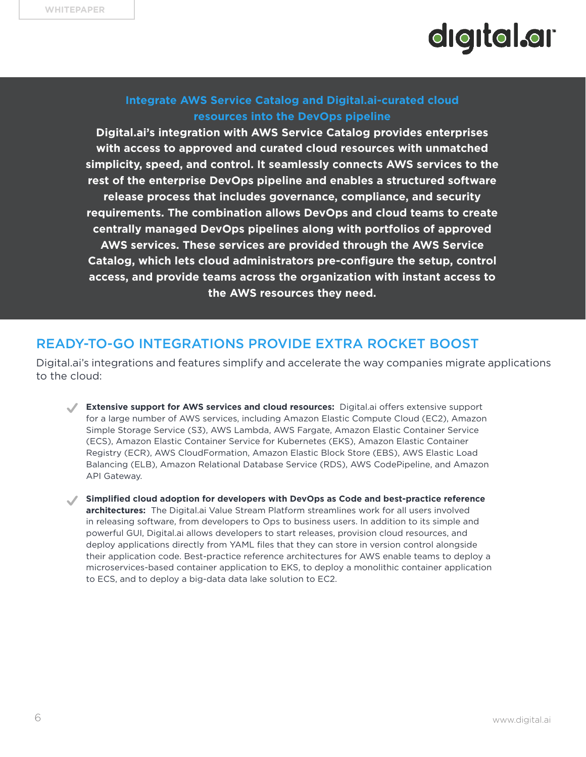### Integrate AWS Service Catalog and Digital.ai-curated cloud resources into the DevOps pipeline

**Digital.ai's integration with AWS Service Catalog provides enterprises with access to approved and curated cloud resources with unmatched simplicity, speed, and control. It seamlessly connects AWS services to the rest of the enterprise DevOps pipeline and enables a structured software release process that includes governance, compliance, and security requirements. The combination allows DevOps and cloud teams to create centrally managed DevOps pipelines along with portfolios of approved AWS services. These services are provided through the AWS Service Catalog, which lets cloud administrators pre-configure the setup, control access, and provide teams across the organization with instant access to the AWS resources they need.**

## READY-TO-GO INTEGRATIONS PROVIDE EXTRA ROCKET BOOST

Digital.ai's integrations and features simplify and accelerate the way companies migrate applications to the cloud:

- **Extensive support for AWS services and cloud resources:** Digital.ai offers extensive support for a large number of AWS services, including Amazon Elastic Compute Cloud (EC2), Amazon Simple Storage Service (S3), AWS Lambda, AWS Fargate, Amazon Elastic Container Service (ECS), Amazon Elastic Container Service for Kubernetes (EKS), Amazon Elastic Container Registry (ECR), AWS CloudFormation, Amazon Elastic Block Store (EBS), AWS Elastic Load Balancing (ELB), Amazon Relational Database Service (RDS), AWS CodePipeline, and Amazon API Gateway.

- **Simplified cloud adoption for developers with DevOps as Code and best-practice reference architectures:** The Digital.ai Value Stream Platform streamlines work for all users involved in releasing software, from developers to Ops to business users. In addition to its simple and powerful GUI, Digital.ai allows developers to start releases, provision cloud resources, and deploy applications directly from YAML files that they can store in version control alongside their application code. Best-practice reference architectures for AWS enable teams to deploy a microservices-based container application to EKS, to deploy a monolithic container application to ECS, and to deploy a big-data data lake solution to EC2.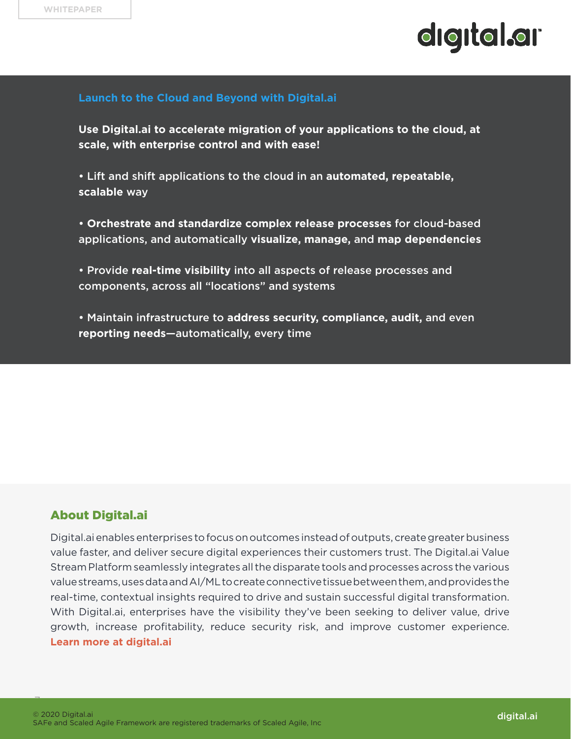## Launch to the Cloud and Beyond with Digital.ai

**Use Digital.ai to accelerate migration of your applications to the cloud, at scale, with enterprise control and with ease!**

- Lift and shift applications to the cloud in an **automated, repeatable, scalable** way
- **Orchestrate and standardize complex release processes** for cloud-based applications, and automatically **visualize, manage,** and **map dependencies**
- Provide **real-time visibility** into all aspects of release processes and components, across all "locations" and systems
- Maintain infrastructure to **address security, compliance, audit,** and even **reporting needs**—automatically, every time

## About Digital.ai

Digital.ai enables enterprises to focus on outcomes instead of outputs, create greater business value faster, and deliver secure digital experiences their customers trust. The Digital.ai Value Stream Platform seamlessly integrates all the disparate tools and processes across the various value streams, uses data and AI/ML to create connective tissue between them, and provides the real-time, contextual insights required to drive and sustain successful digital transformation. With Digital.ai, enterprises have the visibility they've been seeking to deliver value, drive growth, increase profitability, reduce security risk, and improve customer experience. **Learn more at digital.ai**

© 2020 Digital.ai
SAFe and Scaled Agile Framework are registered trademarks of Scaled Agile, Inc